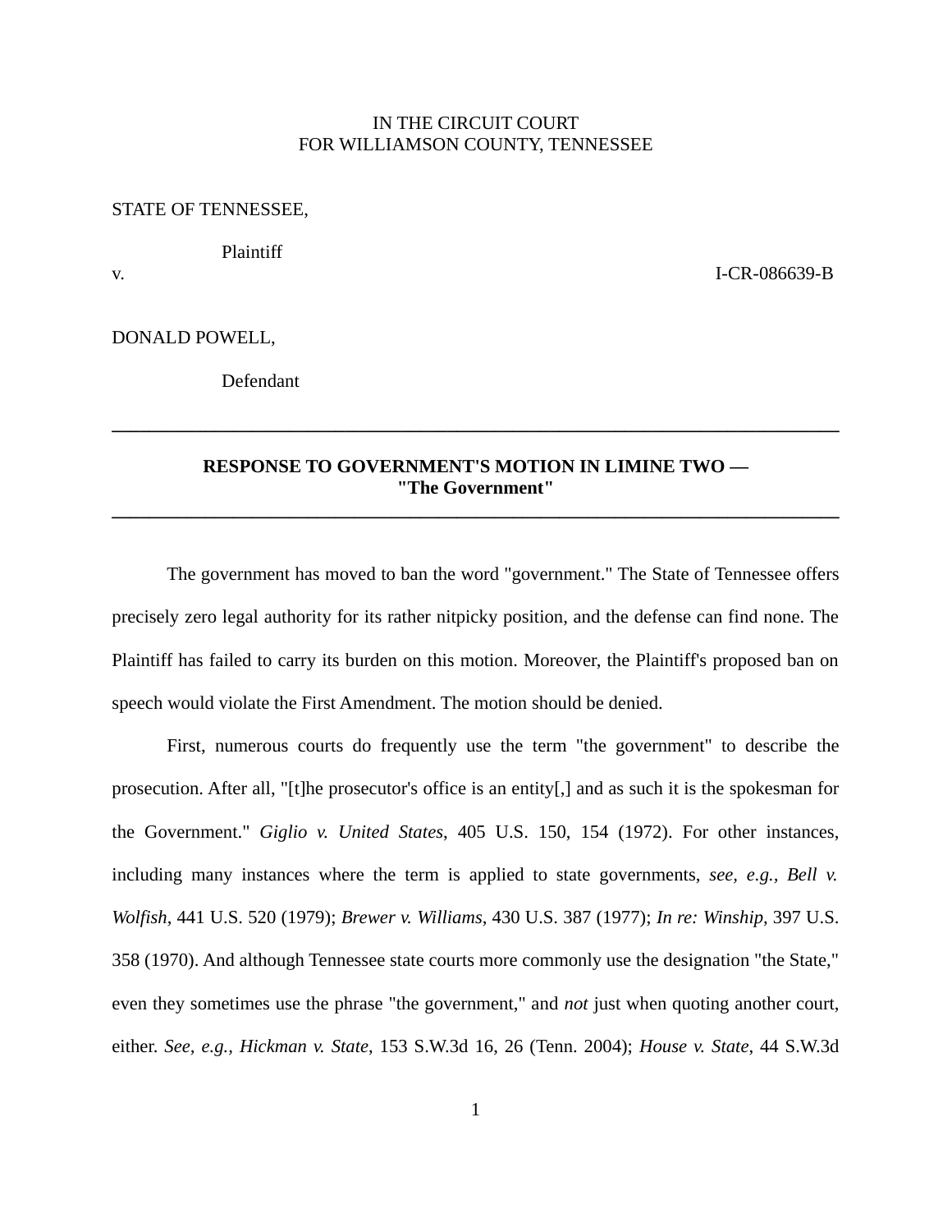IN THE CIRCUIT COURT
FOR WILLIAMSON COUNTY, TENNESSEE

STATE OF TENNESSEE,

Plaintiff

v. I-CR-086639-B

DONALD POWELL,

Defendant

---

**RESPONSE TO GOVERNMENT'S MOTION IN LIMINE TWO —**
**"The Government"**

---

The government has moved to ban the word "government." The State of Tennessee offers precisely zero legal authority for its rather nitpicky position, and the defense can find none. The Plaintiff has failed to carry its burden on this motion. Moreover, the Plaintiff's proposed ban on speech would violate the First Amendment. The motion should be denied.

First, numerous courts do frequently use the term "the government" to describe the prosecution. After all, "[t]he prosecutor's office is an entity[,] and as such it is the spokesman for the Government." *Giglio v. United States*, 405 U.S. 150, 154 (1972). For other instances, including many instances where the term is applied to state governments, *see, e.g.*, *Bell v. Wolfish*, 441 U.S. 520 (1979); *Brewer v. Williams*, 430 U.S. 387 (1977); *In re: Winship*, 397 U.S. 358 (1970). And although Tennessee state courts more commonly use the designation "the State," even they sometimes use the phrase "the government," and *not* just when quoting another court, either. *See*, *e.g.*, *Hickman v. State*, 153 S.W.3d 16, 26 (Tenn. 2004); *House v. State*, 44 S.W.3d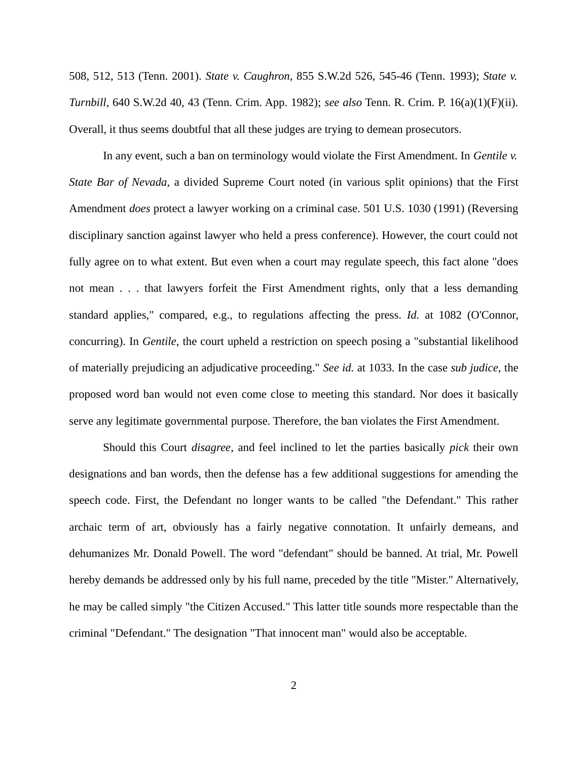508, 512, 513 (Tenn. 2001). *State v. Caughron*, 855 S.W.2d 526, 545-46 (Tenn. 1993); *State v. Turnbill*, 640 S.W.2d 40, 43 (Tenn. Crim. App. 1982); *see also* Tenn. R. Crim. P. 16(a)(1)(F)(ii). Overall, it thus seems doubtful that all these judges are trying to demean prosecutors.

In any event, such a ban on terminology would violate the First Amendment. In *Gentile v. State Bar of Nevada*, a divided Supreme Court noted (in various split opinions) that the First Amendment *does* protect a lawyer working on a criminal case. 501 U.S. 1030 (1991) (Reversing disciplinary sanction against lawyer who held a press conference). However, the court could not fully agree on to what extent. But even when a court may regulate speech, this fact alone "does not mean . . . that lawyers forfeit the First Amendment rights, only that a less demanding standard applies," compared, e.g., to regulations affecting the press. *Id.* at 1082 (O'Connor, concurring). In *Gentile*, the court upheld a restriction on speech posing a "substantial likelihood of materially prejudicing an adjudicative proceeding." *See id.* at 1033. In the case *sub judice*, the proposed word ban would not even come close to meeting this standard. Nor does it basically serve any legitimate governmental purpose. Therefore, the ban violates the First Amendment.

Should this Court *disagree*, and feel inclined to let the parties basically *pick* their own designations and ban words, then the defense has a few additional suggestions for amending the speech code. First, the Defendant no longer wants to be called "the Defendant." This rather archaic term of art, obviously has a fairly negative connotation. It unfairly demeans, and dehumanizes Mr. Donald Powell. The word "defendant" should be banned. At trial, Mr. Powell hereby demands be addressed only by his full name, preceded by the title "Mister." Alternatively, he may be called simply "the Citizen Accused." This latter title sounds more respectable than the criminal "Defendant." The designation "That innocent man" would also be acceptable.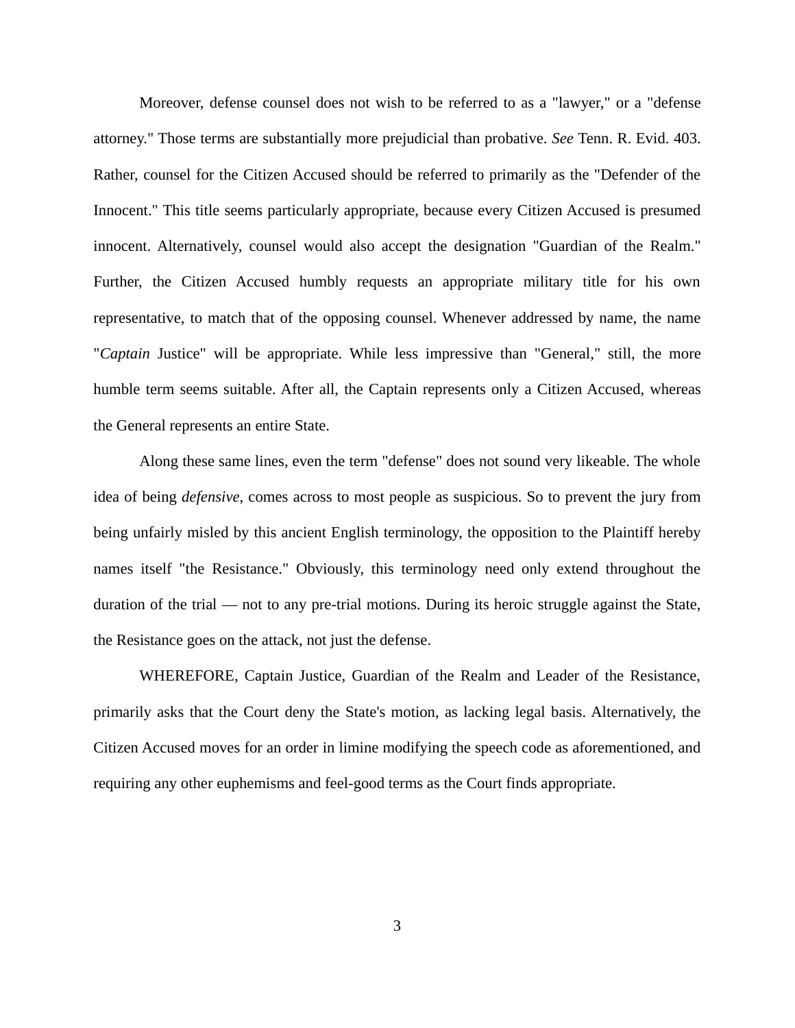Moreover, defense counsel does not wish to be referred to as a "lawyer," or a "defense attorney." Those terms are substantially more prejudicial than probative. *See* Tenn. R. Evid. 403. Rather, counsel for the Citizen Accused should be referred to primarily as the "Defender of the Innocent." This title seems particularly appropriate, because every Citizen Accused is presumed innocent. Alternatively, counsel would also accept the designation "Guardian of the Realm." Further, the Citizen Accused humbly requests an appropriate military title for his own representative, to match that of the opposing counsel. Whenever addressed by name, the name "*Captain* Justice" will be appropriate. While less impressive than "General," still, the more humble term seems suitable. After all, the Captain represents only a Citizen Accused, whereas the General represents an entire State.

Along these same lines, even the term "defense" does not sound very likeable. The whole idea of being *defensive*, comes across to most people as suspicious. So to prevent the jury from being unfairly misled by this ancient English terminology, the opposition to the Plaintiff hereby names itself "the Resistance." Obviously, this terminology need only extend throughout the duration of the trial — not to any pre-trial motions. During its heroic struggle against the State, the Resistance goes on the attack, not just the defense.

WHEREFORE, Captain Justice, Guardian of the Realm and Leader of the Resistance, primarily asks that the Court deny the State's motion, as lacking legal basis. Alternatively, the Citizen Accused moves for an order in limine modifying the speech code as aforementioned, and requiring any other euphemisms and feel-good terms as the Court finds appropriate.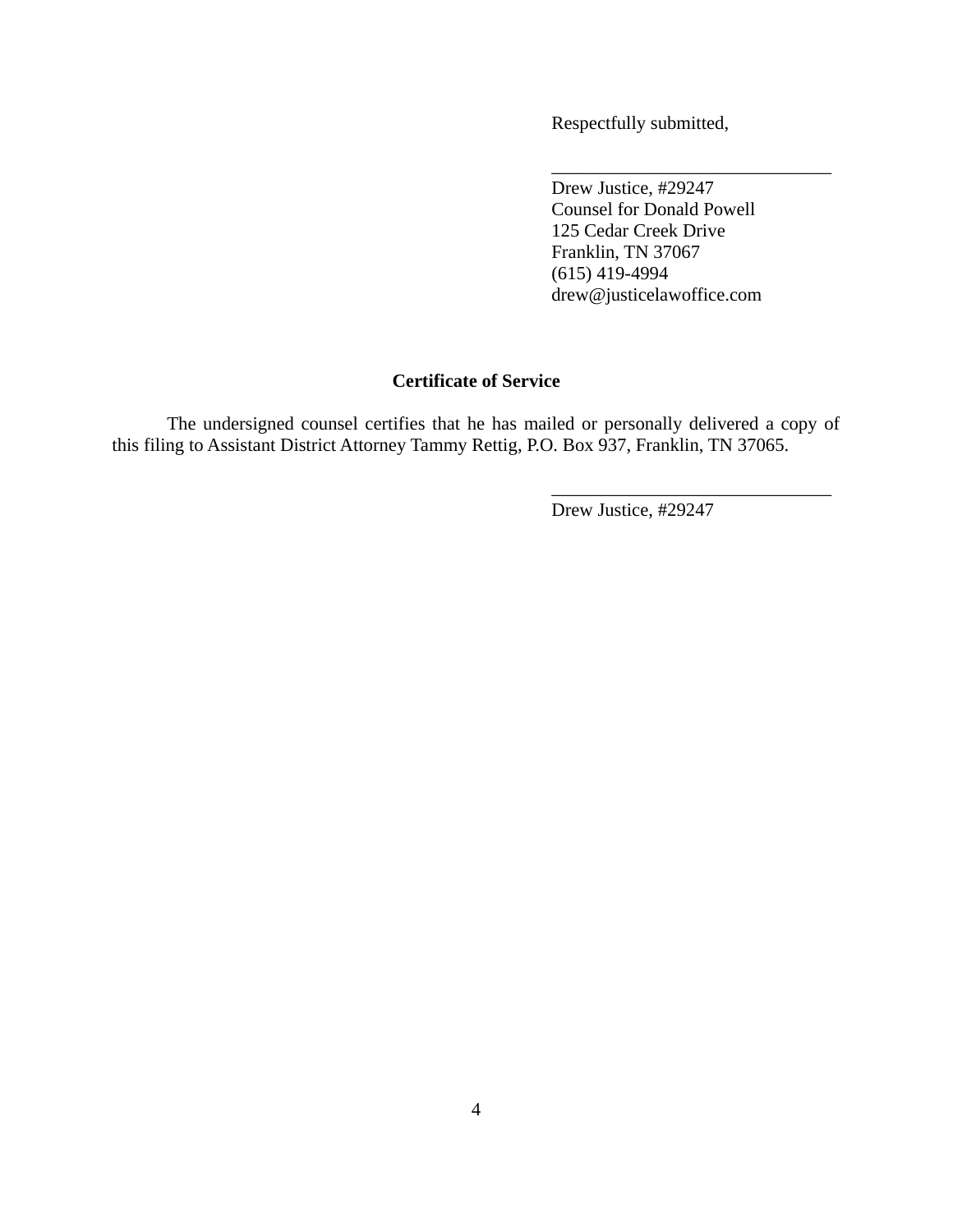Respectfully submitted,

\_\_\_\_\_\_\_\_\_\_\_\_\_\_\_\_\_\_\_\_\_\_\_\_\_\_\_\_\_\_
Drew Justice, #29247
Counsel for Donald Powell
125 Cedar Creek Drive
Franklin, TN 37067
(615) 419-4994
drew@justicelawoffice.com

**Certificate of Service**

The undersigned counsel certifies that he has mailed or personally delivered a copy of this filing to Assistant District Attorney Tammy Rettig, P.O. Box 937, Franklin, TN 37065.

\_\_\_\_\_\_\_\_\_\_\_\_\_\_\_\_\_\_\_\_\_\_\_\_\_\_\_\_\_\_
Drew Justice, #29247